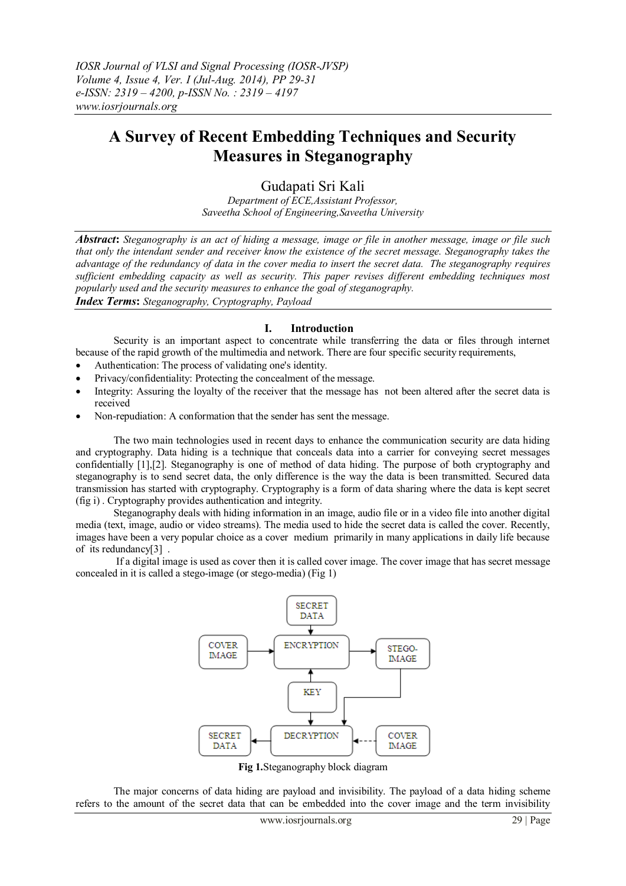# A Survey of Recent Embedding Techniques and Security Measures in Steganography

Gudapati Sri Kali

*Department of ECE,Assistant Professor,*
*Saveetha School of Engineering,Saveetha University*

***Abstract***: *Steganography is an act of hiding a message, image or file in another message, image or file such that only the intendant sender and receiver know the existence of the secret message. Steganography takes the advantage of the redundancy of data in the cover media to insert the secret data. The steganography requires sufficient embedding capacity as well as security. This paper revises different embedding techniques most popularly used and the security measures to enhance the goal of steganography.*

***Index Terms***: *Steganography, Cryptography, Payload*

## I. Introduction

Security is an important aspect to concentrate while transferring the data or files through internet because of the rapid growth of the multimedia and network. There are four specific security requirements,

- Authentication: The process of validating one's identity.
- Privacy/confidentiality: Protecting the concealment of the message.
- Integrity: Assuring the loyalty of the receiver that the message has not been altered after the secret data is received
- Non-repudiation: A conformation that the sender has sent the message.

The two main technologies used in recent days to enhance the communication security are data hiding and cryptography. Data hiding is a technique that conceals data into a carrier for conveying secret messages confidentially [1],[2]. Steganography is one of method of data hiding. The purpose of both cryptography and steganography is to send secret data, the only difference is the way the data is been transmitted. Secured data transmission has started with cryptography. Cryptography is a form of data sharing where the data is kept secret (fig i) . Cryptography provides authentication and integrity.

Steganography deals with hiding information in an image, audio file or in a video file into another digital media (text, image, audio or video streams). The media used to hide the secret data is called the cover. Recently, images have been a very popular choice as a cover medium primarily in many applications in daily life because of its redundancy[3] .

If a digital image is used as cover then it is called cover image. The cover image that has secret message concealed in it is called a stego-image (or stego-media) (Fig 1)

**Fig 1.**Steganography block diagram

The major concerns of data hiding are payload and invisibility. The payload of a data hiding scheme refers to the amount of the secret data that can be embedded into the cover image and the term invisibility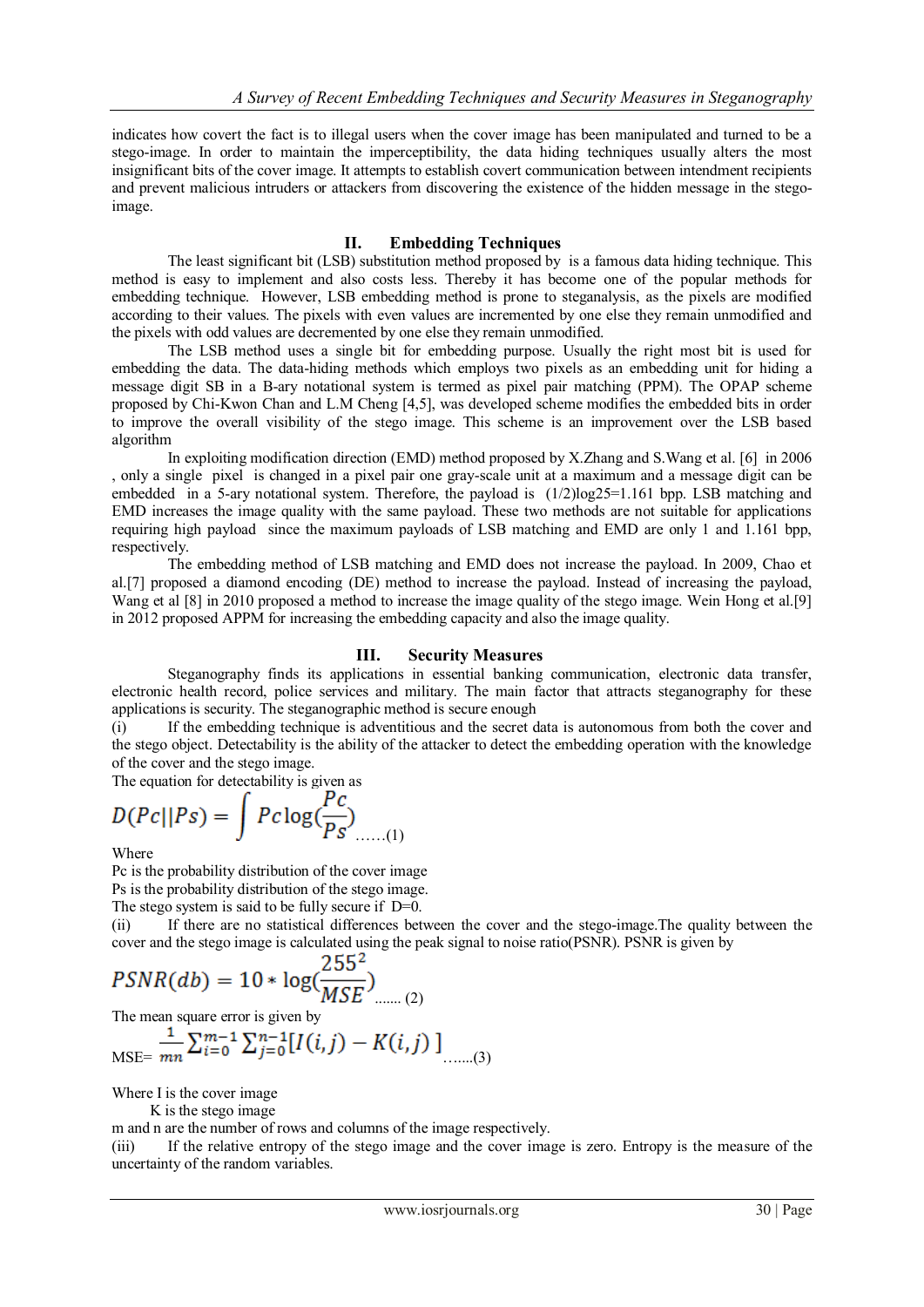indicates how covert the fact is to illegal users when the cover image has been manipulated and turned to be a stego-image. In order to maintain the imperceptibility, the data hiding techniques usually alters the most insignificant bits of the cover image. It attempts to establish covert communication between intendment recipients and prevent malicious intruders or attackers from discovering the existence of the hidden message in the stego-image.

## II. Embedding Techniques

The least significant bit (LSB) substitution method proposed by is a famous data hiding technique. This method is easy to implement and also costs less. Thereby it has become one of the popular methods for embedding technique. However, LSB embedding method is prone to steganalysis, as the pixels are modified according to their values. The pixels with even values are incremented by one else they remain unmodified and the pixels with odd values are decremented by one else they remain unmodified.

The LSB method uses a single bit for embedding purpose. Usually the right most bit is used for embedding the data. The data-hiding methods which employs two pixels as an embedding unit for hiding a message digit SB in a B-ary notational system is termed as pixel pair matching (PPM). The OPAP scheme proposed by Chi-Kwon Chan and L.M Cheng [4,5], was developed scheme modifies the embedded bits in order to improve the overall visibility of the stego image. This scheme is an improvement over the LSB based algorithm

In exploiting modification direction (EMD) method proposed by X.Zhang and S.Wang et al. [6] in 2006 , only a single pixel is changed in a pixel pair one gray-scale unit at a maximum and a message digit can be embedded in a 5-ary notational system. Therefore, the payload is (1/2)log25=1.161 bpp. LSB matching and EMD increases the image quality with the same payload. These two methods are not suitable for applications requiring high payload since the maximum payloads of LSB matching and EMD are only 1 and 1.161 bpp, respectively.

The embedding method of LSB matching and EMD does not increase the payload. In 2009, Chao et al.[7] proposed a diamond encoding (DE) method to increase the payload. Instead of increasing the payload, Wang et al [8] in 2010 proposed a method to increase the image quality of the stego image. Wein Hong et al.[9] in 2012 proposed APPM for increasing the embedding capacity and also the image quality.

## III. Security Measures

Steganography finds its applications in essential banking communication, electronic data transfer, electronic health record, police services and military. The main factor that attracts steganography for these applications is security. The steganographic method is secure enough

(i) If the embedding technique is adventitious and the secret data is autonomous from both the cover and the stego object. Detectability is the ability of the attacker to detect the embedding operation with the knowledge of the cover and the stego image.

The equation for detectability is given as

$$D(Pc||Ps) = \int Pc\log(\frac{Pc}{Ps}) \quad \ldots\ldots(1)$$

Where

Pc is the probability distribution of the cover image

Ps is the probability distribution of the stego image.

The stego system is said to be fully secure if D=0.

(ii) If there are no statistical differences between the cover and the stego-image.The quality between the cover and the stego image is calculated using the peak signal to noise ratio(PSNR). PSNR is given by

$$PSNR(db) = 10 * \log(\frac{255^2}{MSE}) \quad \ldots\ldots. (2)$$

The mean square error is given by

$$\text{MSE}= \frac{1}{mn}\sum_{i=0}^{m-1}\sum_{j=0}^{n-1}[I(i,j) - K(i,j)\,] \quad \ldots\ldots(3)$$

Where I is the cover image

K is the stego image

m and n are the number of rows and columns of the image respectively.

(iii) If the relative entropy of the stego image and the cover image is zero. Entropy is the measure of the uncertainty of the random variables.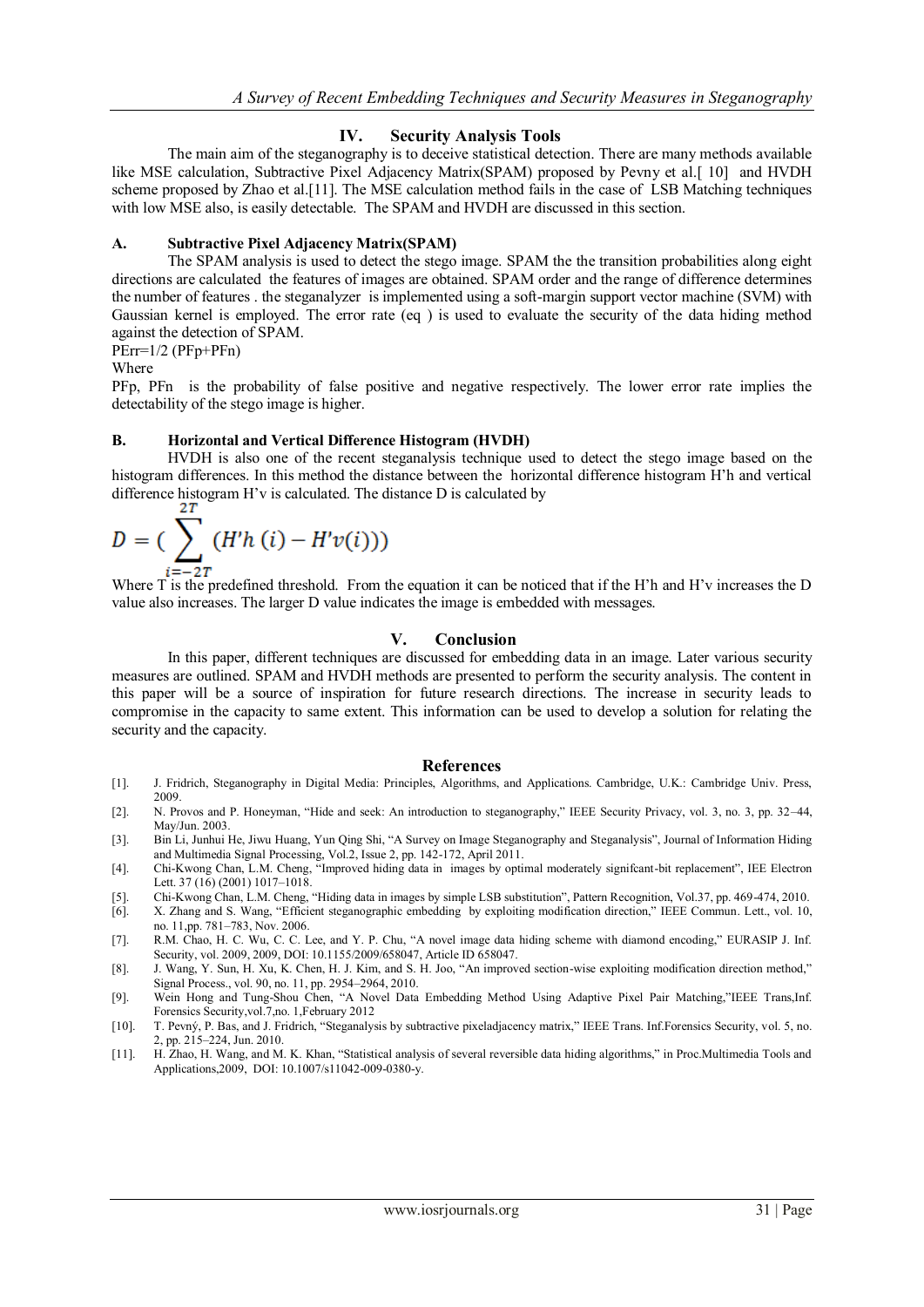## IV. Security Analysis Tools

The main aim of the steganography is to deceive statistical detection. There are many methods available like MSE calculation, Subtractive Pixel Adjacency Matrix(SPAM) proposed by Pevny et al.[ 10] and HVDH scheme proposed by Zhao et al.[11]. The MSE calculation method fails in the case of LSB Matching techniques with low MSE also, is easily detectable. The SPAM and HVDH are discussed in this section.

### A. Subtractive Pixel Adjacency Matrix(SPAM)

The SPAM analysis is used to detect the stego image. SPAM the the transition probabilities along eight directions are calculated the features of images are obtained. SPAM order and the range of difference determines the number of features . the steganalyzer is implemented using a soft-margin support vector machine (SVM) with Gaussian kernel is employed. The error rate (eq ) is used to evaluate the security of the data hiding method against the detection of SPAM.

PErr=1/2 (PFp+PFn)

Where

PFp, PFn is the probability of false positive and negative respectively. The lower error rate implies the detectability of the stego image is higher.

### B. Horizontal and Vertical Difference Histogram (HVDH)

HVDH is also one of the recent steganalysis technique used to detect the stego image based on the histogram differences. In this method the distance between the horizontal difference histogram H'h and vertical difference histogram H'v is calculated. The distance D is calculated by

$$D = \left( \sum_{i=-2T}^{2T} (H'h\,(i) - H'v(i)) \right)$$

Where T is the predefined threshold. From the equation it can be noticed that if the H'h and H'v increases the D value also increases. The larger D value indicates the image is embedded with messages.

## V. Conclusion

In this paper, different techniques are discussed for embedding data in an image. Later various security measures are outlined. SPAM and HVDH methods are presented to perform the security analysis. The content in this paper will be a source of inspiration for future research directions. The increase in security leads to compromise in the capacity to same extent. This information can be used to develop a solution for relating the security and the capacity.

## References

[1]. J. Fridrich, Steganography in Digital Media: Principles, Algorithms, and Applications. Cambridge, U.K.: Cambridge Univ. Press, 2009.

[2]. N. Provos and P. Honeyman, "Hide and seek: An introduction to steganography," IEEE Security Privacy, vol. 3, no. 3, pp. 32–44, May/Jun. 2003.

[3]. Bin Li, Junhui He, Jiwu Huang, Yun Qing Shi, "A Survey on Image Steganography and Steganalysis", Journal of Information Hiding and Multimedia Signal Processing, Vol.2, Issue 2, pp. 142-172, April 2011.

[4]. Chi-Kwong Chan, L.M. Cheng, "Improved hiding data in images by optimal moderately signifcant-bit replacement", IEE Electron Lett. 37 (16) (2001) 1017–1018.

[5]. Chi-Kwong Chan, L.M. Cheng, "Hiding data in images by simple LSB substitution", Pattern Recognition, Vol.37, pp. 469-474, 2010.

[6]. X. Zhang and S. Wang, "Efficient steganographic embedding by exploiting modification direction," IEEE Commun. Lett., vol. 10, no. 11,pp. 781–783, Nov. 2006.

[7]. R.M. Chao, H. C. Wu, C. C. Lee, and Y. P. Chu, "A novel image data hiding scheme with diamond encoding," EURASIP J. Inf. Security, vol. 2009, 2009, DOI: 10.1155/2009/658047, Article ID 658047.

[8]. J. Wang, Y. Sun, H. Xu, K. Chen, H. J. Kim, and S. H. Joo, "An improved section-wise exploiting modification direction method," Signal Process., vol. 90, no. 11, pp. 2954–2964, 2010.

[9]. Wein Hong and Tung-Shou Chen, "A Novel Data Embedding Method Using Adaptive Pixel Pair Matching,"IEEE Trans,Inf. Forensics Security,vol.7,no. 1,February 2012

[10]. T. Pevný, P. Bas, and J. Fridrich, "Steganalysis by subtractive pixeladjacency matrix," IEEE Trans. Inf.Forensics Security, vol. 5, no. 2, pp. 215–224, Jun. 2010.

[11]. H. Zhao, H. Wang, and M. K. Khan, "Statistical analysis of several reversible data hiding algorithms," in Proc.Multimedia Tools and Applications,2009, DOI: 10.1007/s11042-009-0380-y.